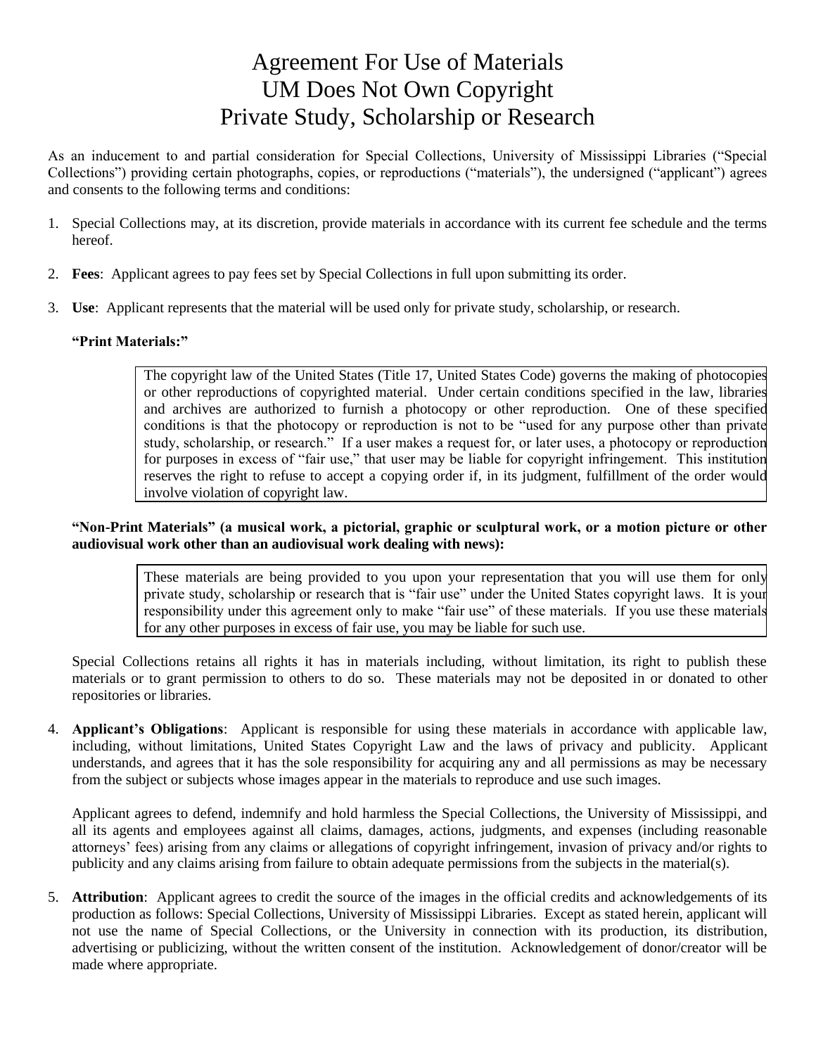# Agreement For Use of Materials
# UM Does Not Own Copyright
# Private Study, Scholarship or Research

As an inducement to and partial consideration for Special Collections, University of Mississippi Libraries ("Special Collections") providing certain photographs, copies, or reproductions ("materials"), the undersigned ("applicant") agrees and consents to the following terms and conditions:

1. Special Collections may, at its discretion, provide materials in accordance with its current fee schedule and the terms hereof.

2. **Fees**: Applicant agrees to pay fees set by Special Collections in full upon submitting its order.

3. **Use**: Applicant represents that the material will be used only for private study, scholarship, or research.

   **"Print Materials:"**

   > The copyright law of the United States (Title 17, United States Code) governs the making of photocopies or other reproductions of copyrighted material. Under certain conditions specified in the law, libraries and archives are authorized to furnish a photocopy or other reproduction. One of these specified conditions is that the photocopy or reproduction is not to be "used for any purpose other than private study, scholarship, or research." If a user makes a request for, or later uses, a photocopy or reproduction for purposes in excess of "fair use," that user may be liable for copyright infringement. This institution reserves the right to refuse to accept a copying order if, in its judgment, fulfillment of the order would involve violation of copyright law.

   **"Non-Print Materials" (a musical work, a pictorial, graphic or sculptural work, or a motion picture or other audiovisual work other than an audiovisual work dealing with news):**

   > These materials are being provided to you upon your representation that you will use them for only private study, scholarship or research that is "fair use" under the United States copyright laws. It is your responsibility under this agreement only to make "fair use" of these materials. If you use these materials for any other purposes in excess of fair use, you may be liable for such use.

   Special Collections retains all rights it has in materials including, without limitation, its right to publish these materials or to grant permission to others to do so. These materials may not be deposited in or donated to other repositories or libraries.

4. **Applicant's Obligations**: Applicant is responsible for using these materials in accordance with applicable law, including, without limitations, United States Copyright Law and the laws of privacy and publicity. Applicant understands, and agrees that it has the sole responsibility for acquiring any and all permissions as may be necessary from the subject or subjects whose images appear in the materials to reproduce and use such images.

   Applicant agrees to defend, indemnify and hold harmless the Special Collections, the University of Mississippi, and all its agents and employees against all claims, damages, actions, judgments, and expenses (including reasonable attorneys' fees) arising from any claims or allegations of copyright infringement, invasion of privacy and/or rights to publicity and any claims arising from failure to obtain adequate permissions from the subjects in the material(s).

5. **Attribution**: Applicant agrees to credit the source of the images in the official credits and acknowledgements of its production as follows: Special Collections, University of Mississippi Libraries. Except as stated herein, applicant will not use the name of Special Collections, or the University in connection with its production, its distribution, advertising or publicizing, without the written consent of the institution. Acknowledgement of donor/creator will be made where appropriate.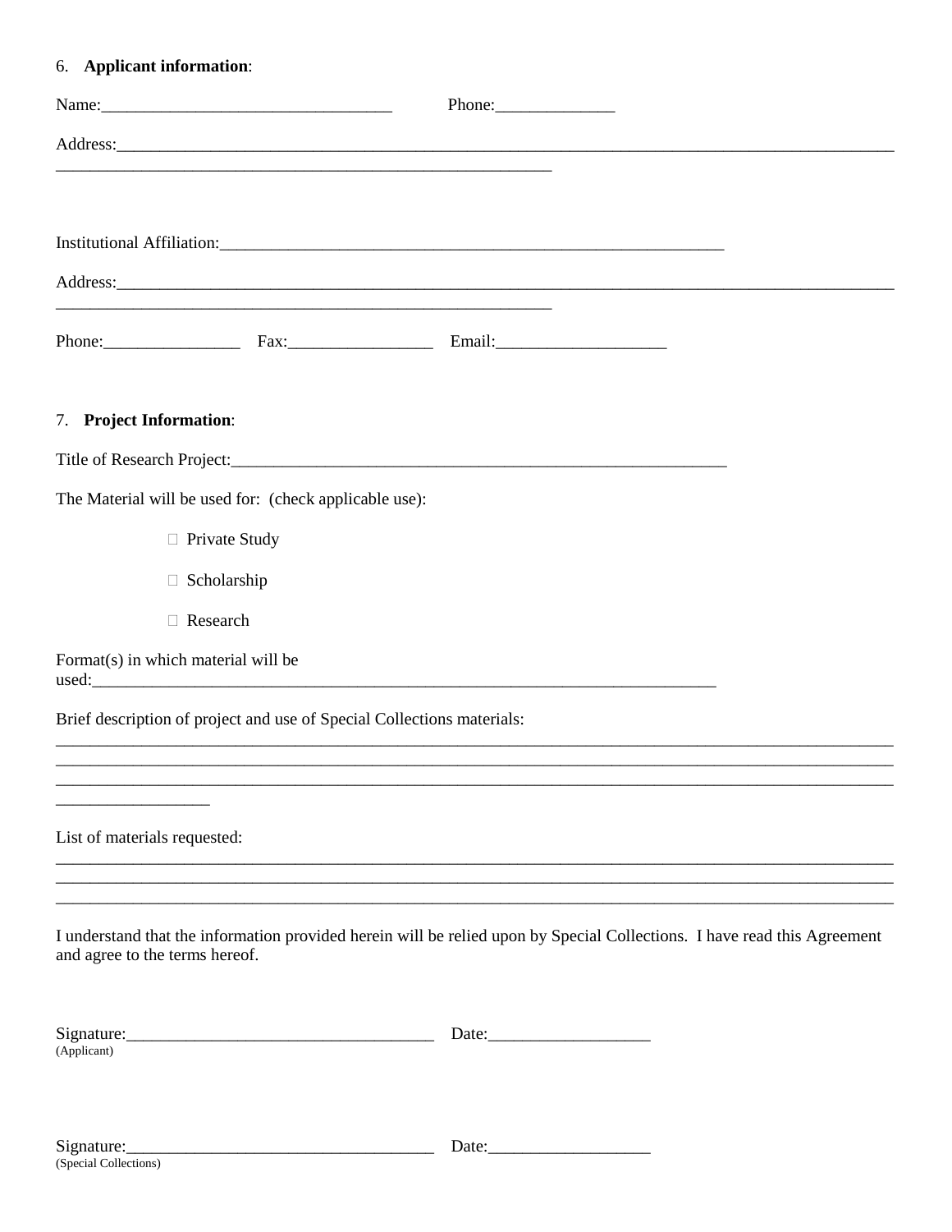6. **Applicant information**:

Name:_________________________________ Phone:______________

Address:_______________________________________________________________________________________________
_________________________________________________________

Institutional Affiliation:___________________________________________________________

Address:_______________________________________________________________________________________________
_________________________________________________________

Phone:________________ Fax:_________________ Email:____________________

7. **Project Information**:

Title of Research Project:_________________________________________________________

The Material will be used for: (check applicable use):

- ☐ Private Study
- ☐ Scholarship
- ☐ Research

Format(s) in which material will be used:_________________________________________________________________________

Brief description of project and use of Special Collections materials:
_______________________________________________________________________________________________
_______________________________________________________________________________________________
_______________________________________________________________________________________________
_________________

List of materials requested:
_______________________________________________________________________________________________
_______________________________________________________________________________________________
_______________________________________________________________________________________________

I understand that the information provided herein will be relied upon by Special Collections. I have read this Agreement and agree to the terms hereof.

Signature:___________________________________ Date:__________________
(Applicant)

Signature:___________________________________ Date:__________________
(Special Collections)